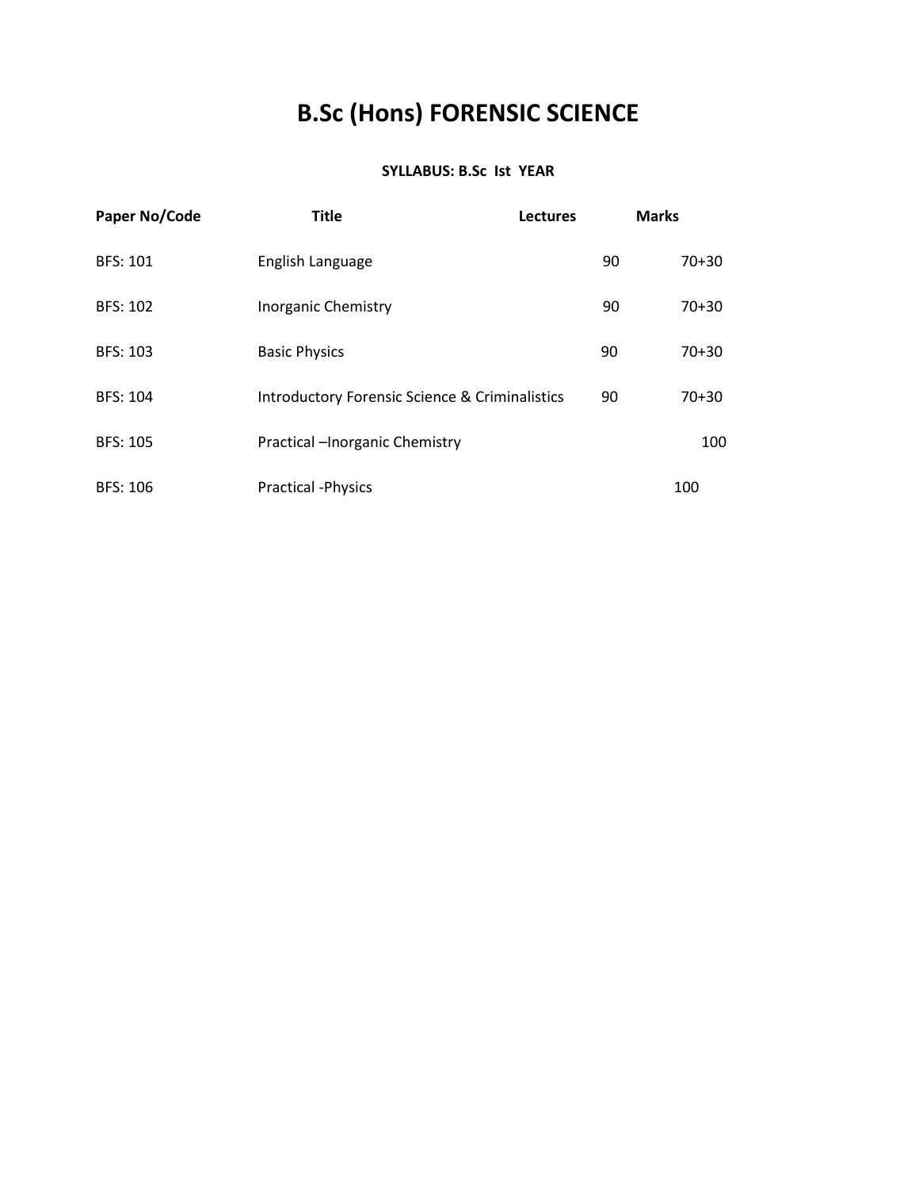# B.Sc (Hons) FORENSIC SCIENCE

**SYLLABUS: B.Sc Ist YEAR**

| Paper No/Code | Title | Lectures | Marks |
|---|---|---|---|
| BFS: 101 | English Language | 90 | 70+30 |
| BFS: 102 | Inorganic Chemistry | 90 | 70+30 |
| BFS: 103 | Basic Physics | 90 | 70+30 |
| BFS: 104 | Introductory Forensic Science & Criminalistics | 90 | 70+30 |
| BFS: 105 | Practical –Inorganic Chemistry | | 100 |
| BFS: 106 | Practical -Physics | | 100 |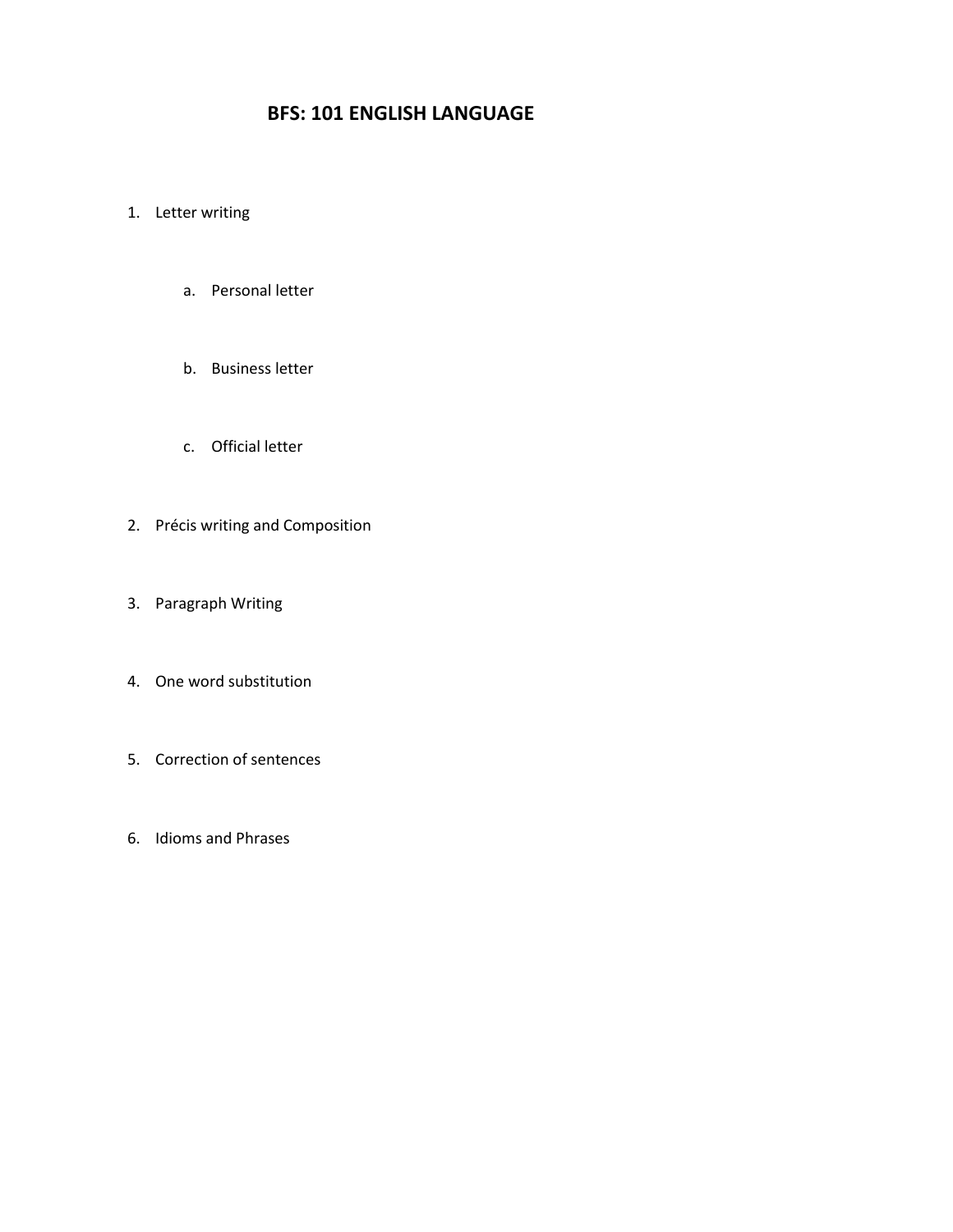# BFS: 101 ENGLISH LANGUAGE

1. Letter writing

    a. Personal letter

    b. Business letter

    c. Official letter

2. Précis writing and Composition

3. Paragraph Writing

4. One word substitution

5. Correction of sentences

6. Idioms and Phrases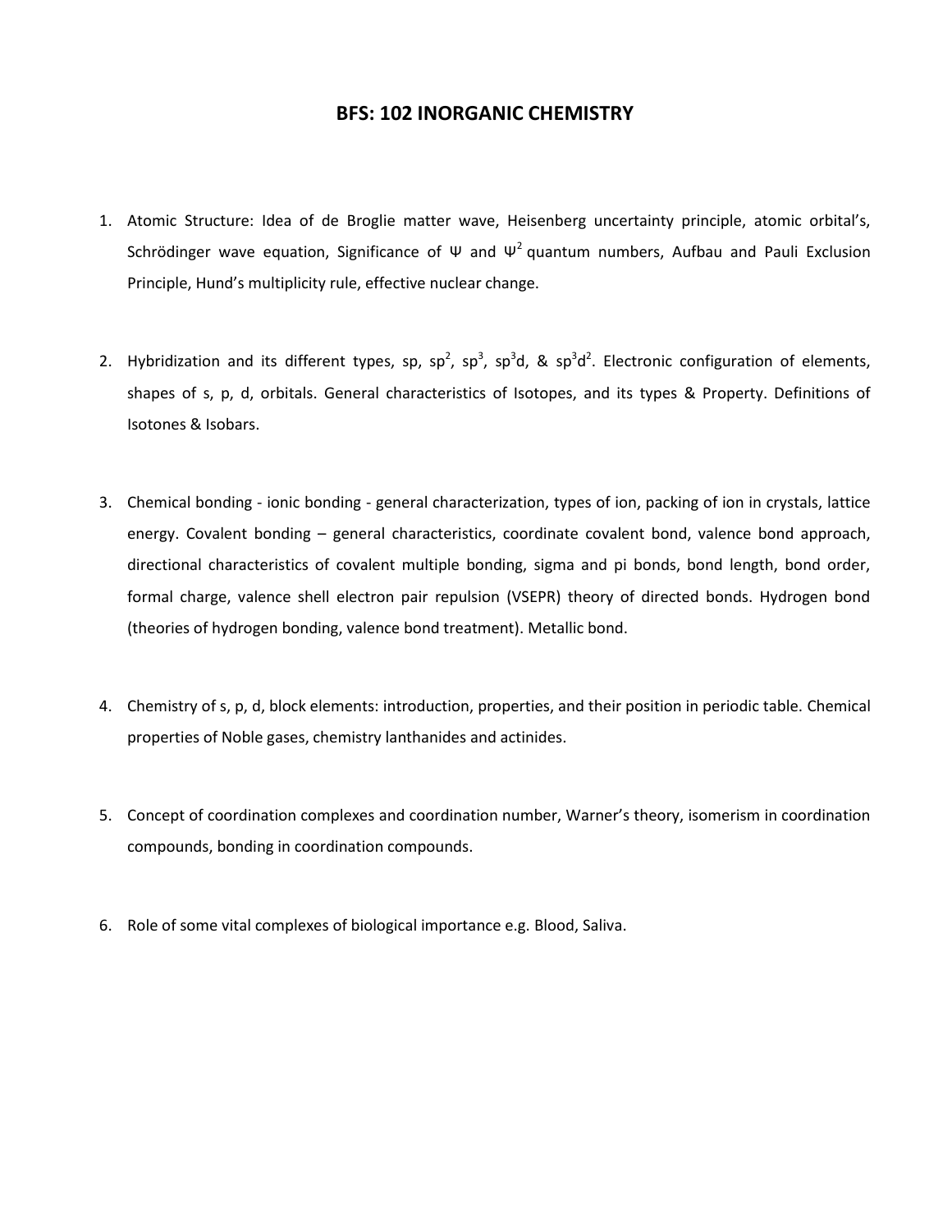# BFS: 102 INORGANIC CHEMISTRY

1. Atomic Structure: Idea of de Broglie matter wave, Heisenberg uncertainty principle, atomic orbital's, Schrödinger wave equation, Significance of $\Psi$ and $\Psi^2$ quantum numbers, Aufbau and Pauli Exclusion Principle, Hund's multiplicity rule, effective nuclear change.

2. Hybridization and its different types, sp, $sp^2$, $sp^3$, $sp^3d$, & $sp^3d^2$. Electronic configuration of elements, shapes of s, p, d, orbitals. General characteristics of Isotopes, and its types & Property. Definitions of Isotones & Isobars.

3. Chemical bonding - ionic bonding - general characterization, types of ion, packing of ion in crystals, lattice energy. Covalent bonding – general characteristics, coordinate covalent bond, valence bond approach, directional characteristics of covalent multiple bonding, sigma and pi bonds, bond length, bond order, formal charge, valence shell electron pair repulsion (VSEPR) theory of directed bonds. Hydrogen bond (theories of hydrogen bonding, valence bond treatment). Metallic bond.

4. Chemistry of s, p, d, block elements: introduction, properties, and their position in periodic table. Chemical properties of Noble gases, chemistry lanthanides and actinides.

5. Concept of coordination complexes and coordination number, Warner's theory, isomerism in coordination compounds, bonding in coordination compounds.

6. Role of some vital complexes of biological importance e.g. Blood, Saliva.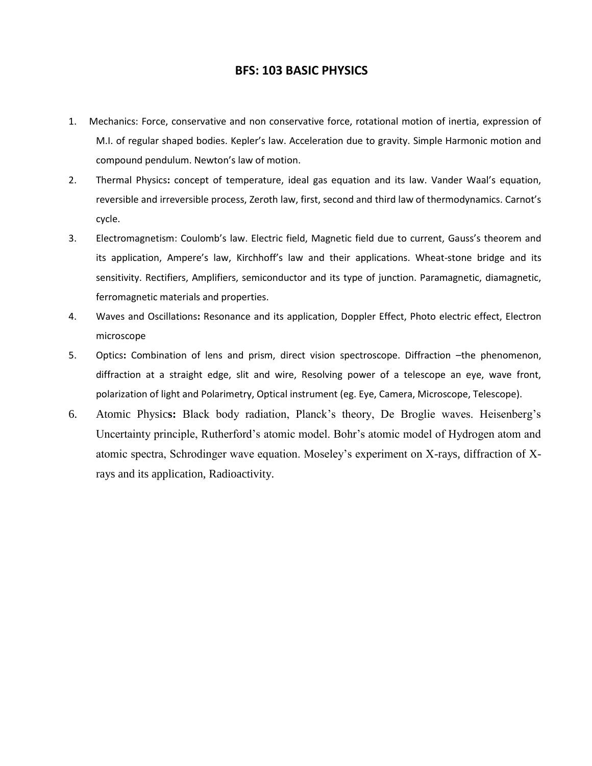## BFS: 103 BASIC PHYSICS

1. Mechanics: Force, conservative and non conservative force, rotational motion of inertia, expression of M.I. of regular shaped bodies. Kepler's law. Acceleration due to gravity. Simple Harmonic motion and compound pendulum. Newton's law of motion.
2. Thermal Physics**:** concept of temperature, ideal gas equation and its law. Vander Waal's equation, reversible and irreversible process, Zeroth law, first, second and third law of thermodynamics. Carnot's cycle.
3. Electromagnetism: Coulomb's law. Electric field, Magnetic field due to current, Gauss's theorem and its application, Ampere's law, Kirchhoff's law and their applications. Wheat-stone bridge and its sensitivity. Rectifiers, Amplifiers, semiconductor and its type of junction. Paramagnetic, diamagnetic, ferromagnetic materials and properties.
4. Waves and Oscillations**:** Resonance and its application, Doppler Effect, Photo electric effect, Electron microscope
5. Optics**:** Combination of lens and prism, direct vision spectroscope. Diffraction –the phenomenon, diffraction at a straight edge, slit and wire, Resolving power of a telescope an eye, wave front, polarization of light and Polarimetry, Optical instrument (eg. Eye, Camera, Microscope, Telescope).
6. Atomic Physic**s:** Black body radiation, Planck's theory, De Broglie waves. Heisenberg's Uncertainty principle, Rutherford's atomic model. Bohr's atomic model of Hydrogen atom and atomic spectra, Schrodinger wave equation. Moseley's experiment on X-rays, diffraction of X-rays and its application, Radioactivity.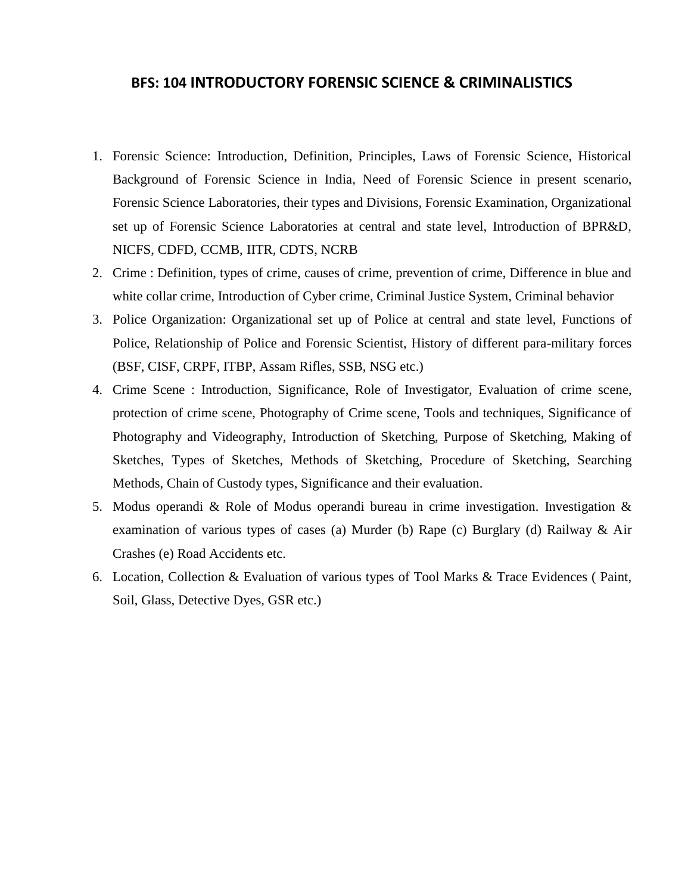## BFS: 104 INTRODUCTORY FORENSIC SCIENCE & CRIMINALISTICS

1. Forensic Science: Introduction, Definition, Principles, Laws of Forensic Science, Historical Background of Forensic Science in India, Need of Forensic Science in present scenario, Forensic Science Laboratories, their types and Divisions, Forensic Examination, Organizational set up of Forensic Science Laboratories at central and state level, Introduction of BPR&D, NICFS, CDFD, CCMB, IITR, CDTS, NCRB
2. Crime : Definition, types of crime, causes of crime, prevention of crime, Difference in blue and white collar crime, Introduction of Cyber crime, Criminal Justice System, Criminal behavior
3. Police Organization: Organizational set up of Police at central and state level, Functions of Police, Relationship of Police and Forensic Scientist, History of different para-military forces (BSF, CISF, CRPF, ITBP, Assam Rifles, SSB, NSG etc.)
4. Crime Scene : Introduction, Significance, Role of Investigator, Evaluation of crime scene, protection of crime scene, Photography of Crime scene, Tools and techniques, Significance of Photography and Videography, Introduction of Sketching, Purpose of Sketching, Making of Sketches, Types of Sketches, Methods of Sketching, Procedure of Sketching, Searching Methods, Chain of Custody types, Significance and their evaluation.
5. Modus operandi & Role of Modus operandi bureau in crime investigation. Investigation & examination of various types of cases (a) Murder (b) Rape (c) Burglary (d) Railway & Air Crashes (e) Road Accidents etc.
6. Location, Collection & Evaluation of various types of Tool Marks & Trace Evidences ( Paint, Soil, Glass, Detective Dyes, GSR etc.)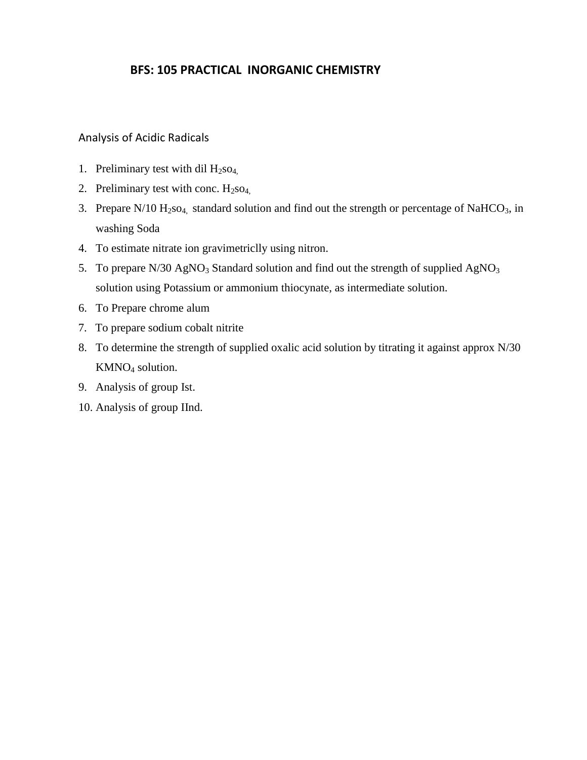# BFS: 105 PRACTICAL INORGANIC CHEMISTRY

Analysis of Acidic Radicals

1. Preliminary test with dil $H_2so_4$,
2. Preliminary test with conc. $H_2so_4$,
3. Prepare N/10 $H_2so_4$, standard solution and find out the strength or percentage of $NaHCO_3$, in washing Soda
4. To estimate nitrate ion gravimetriclly using nitron.
5. To prepare N/30 $AgNO_3$ Standard solution and find out the strength of supplied $AgNO_3$ solution using Potassium or ammonium thiocynate, as intermediate solution.
6. To Prepare chrome alum
7. To prepare sodium cobalt nitrite
8. To determine the strength of supplied oxalic acid solution by titrating it against approx N/30 $KMNO_4$ solution.
9. Analysis of group Ist.
10. Analysis of group IInd.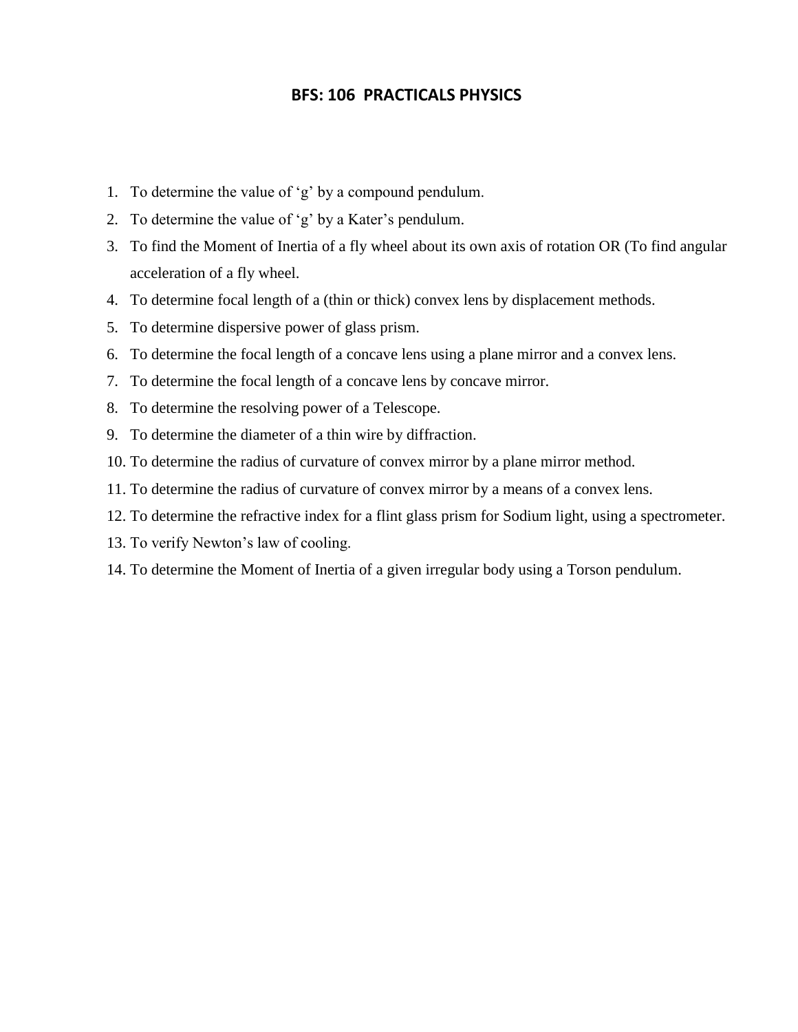# BFS: 106 PRACTICALS PHYSICS

1. To determine the value of ‘g’ by a compound pendulum.
2. To determine the value of ‘g’ by a Kater’s pendulum.
3. To find the Moment of Inertia of a fly wheel about its own axis of rotation OR (To find angular acceleration of a fly wheel.
4. To determine focal length of a (thin or thick) convex lens by displacement methods.
5. To determine dispersive power of glass prism.
6. To determine the focal length of a concave lens using a plane mirror and a convex lens.
7. To determine the focal length of a concave lens by concave mirror.
8. To determine the resolving power of a Telescope.
9. To determine the diameter of a thin wire by diffraction.
10. To determine the radius of curvature of convex mirror by a plane mirror method.
11. To determine the radius of curvature of convex mirror by a means of a convex lens.
12. To determine the refractive index for a flint glass prism for Sodium light, using a spectrometer.
13. To verify Newton’s law of cooling.
14. To determine the Moment of Inertia of a given irregular body using a Torson pendulum.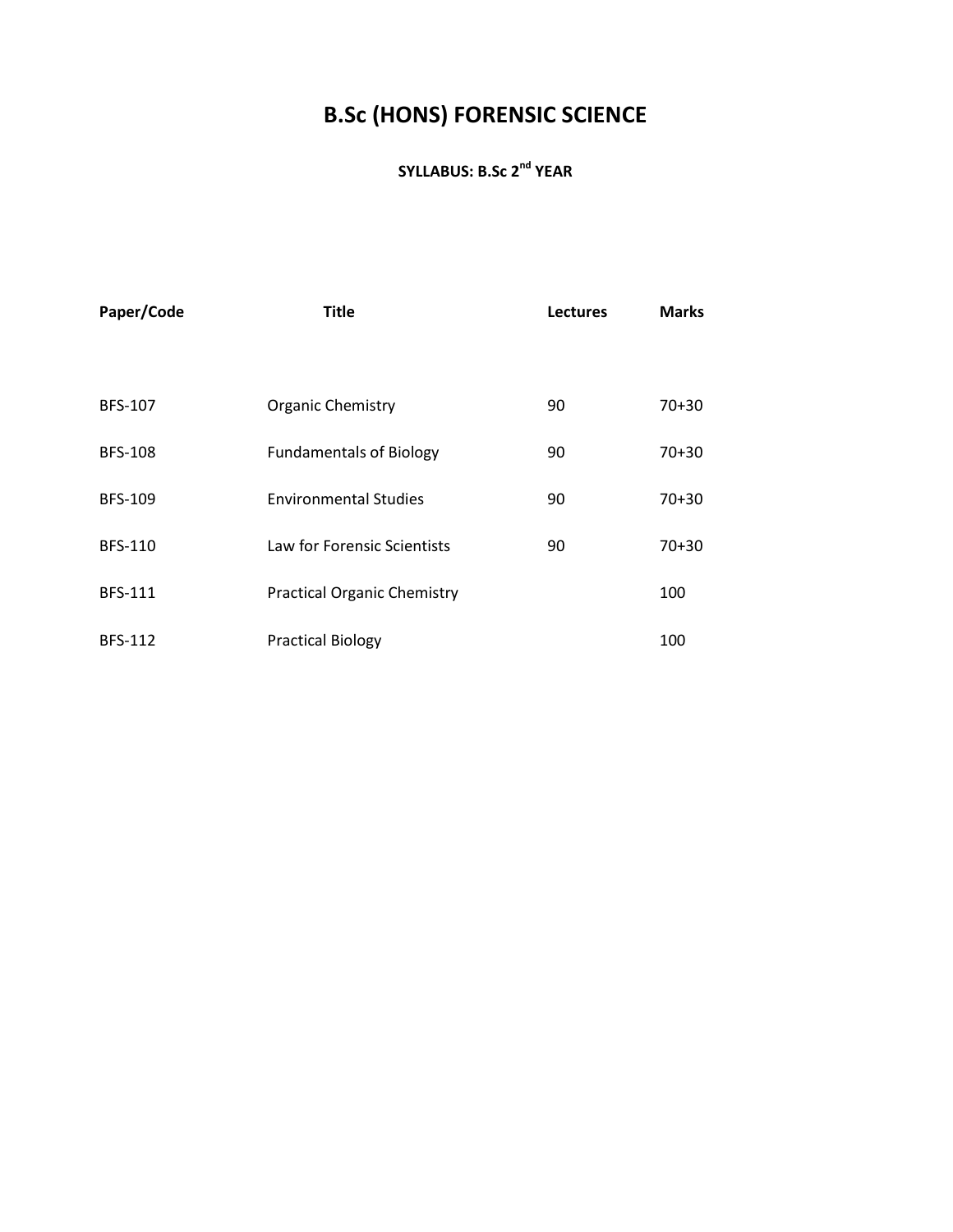# B.Sc (HONS) FORENSIC SCIENCE

### SYLLABUS: B.Sc 2nd YEAR

| Paper/Code | Title | Lectures | Marks |
|---|---|---|---|
| BFS-107 | Organic Chemistry | 90 | 70+30 |
| BFS-108 | Fundamentals of Biology | 90 | 70+30 |
| BFS-109 | Environmental Studies | 90 | 70+30 |
| BFS-110 | Law for Forensic Scientists | 90 | 70+30 |
| BFS-111 | Practical Organic Chemistry | | 100 |
| BFS-112 | Practical Biology | | 100 |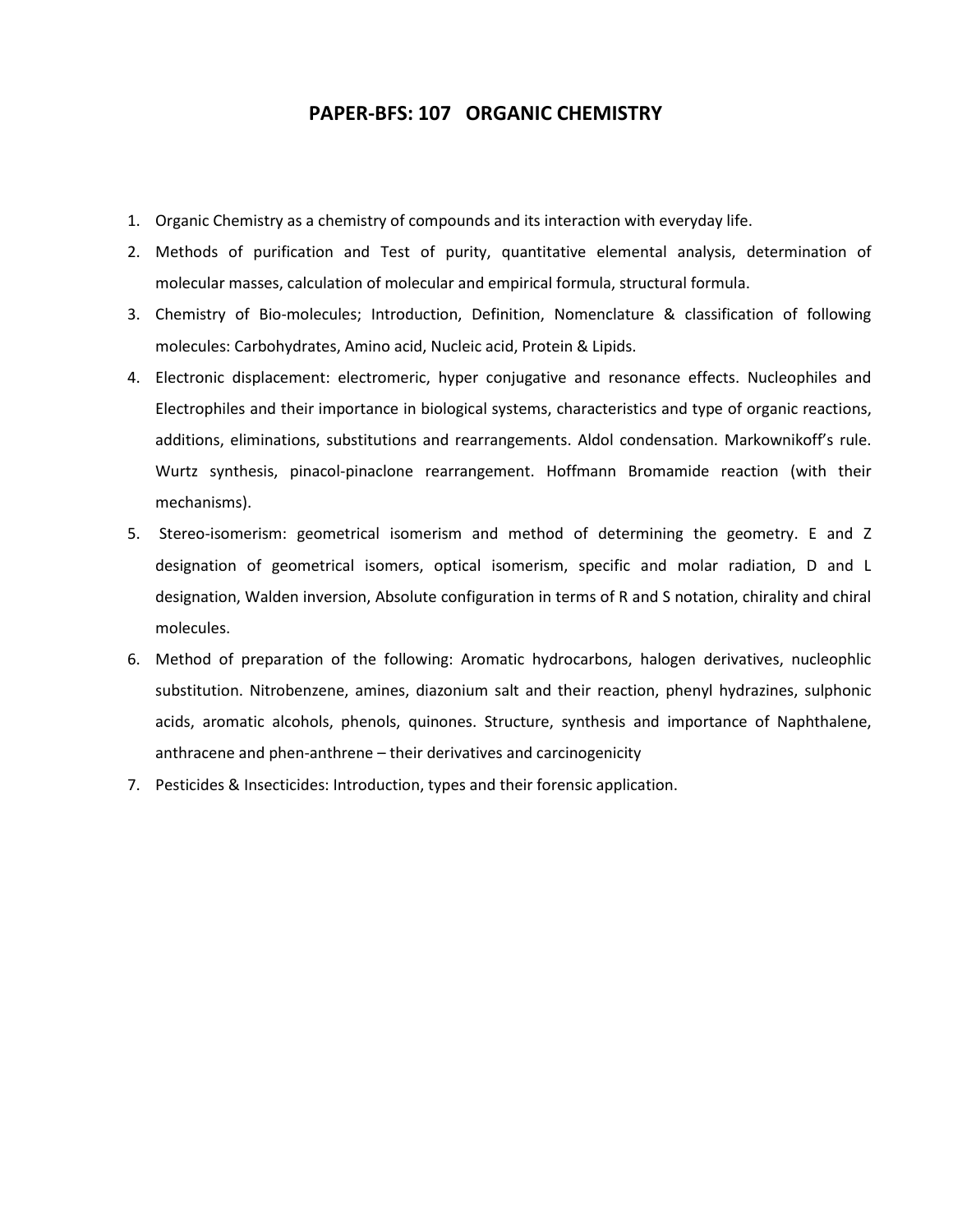# PAPER-BFS: 107 ORGANIC CHEMISTRY

1. Organic Chemistry as a chemistry of compounds and its interaction with everyday life.
2. Methods of purification and Test of purity, quantitative elemental analysis, determination of molecular masses, calculation of molecular and empirical formula, structural formula.
3. Chemistry of Bio-molecules; Introduction, Definition, Nomenclature & classification of following molecules: Carbohydrates, Amino acid, Nucleic acid, Protein & Lipids.
4. Electronic displacement: electromeric, hyper conjugative and resonance effects. Nucleophiles and Electrophiles and their importance in biological systems, characteristics and type of organic reactions, additions, eliminations, substitutions and rearrangements. Aldol condensation. Markownikoff's rule. Wurtz synthesis, pinacol-pinaclone rearrangement. Hoffmann Bromamide reaction (with their mechanisms).
5. Stereo-isomerism: geometrical isomerism and method of determining the geometry. E and Z designation of geometrical isomers, optical isomerism, specific and molar radiation, D and L designation, Walden inversion, Absolute configuration in terms of R and S notation, chirality and chiral molecules.
6. Method of preparation of the following: Aromatic hydrocarbons, halogen derivatives, nucleophlic substitution. Nitrobenzene, amines, diazonium salt and their reaction, phenyl hydrazines, sulphonic acids, aromatic alcohols, phenols, quinones. Structure, synthesis and importance of Naphthalene, anthracene and phen-anthrene – their derivatives and carcinogenicity
7. Pesticides & Insecticides: Introduction, types and their forensic application.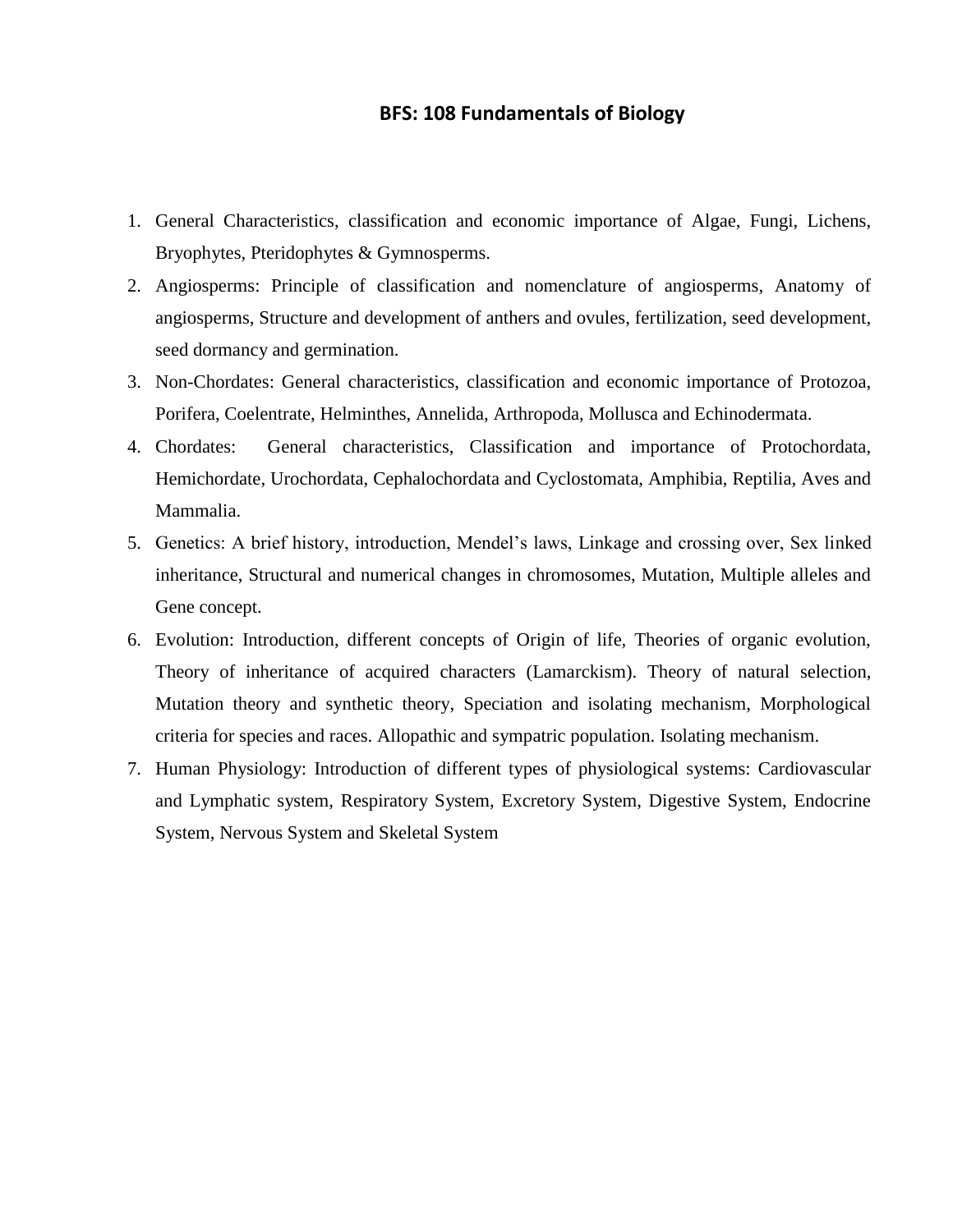# BFS: 108 Fundamentals of Biology

1. General Characteristics, classification and economic importance of Algae, Fungi, Lichens, Bryophytes, Pteridophytes & Gymnosperms.
2. Angiosperms: Principle of classification and nomenclature of angiosperms, Anatomy of angiosperms, Structure and development of anthers and ovules, fertilization, seed development, seed dormancy and germination.
3. Non-Chordates: General characteristics, classification and economic importance of Protozoa, Porifera, Coelentrate, Helminthes, Annelida, Arthropoda, Mollusca and Echinodermata.
4. Chordates: General characteristics, Classification and importance of Protochordata, Hemichordate, Urochordata, Cephalochordata and Cyclostomata, Amphibia, Reptilia, Aves and Mammalia.
5. Genetics: A brief history, introduction, Mendel's laws, Linkage and crossing over, Sex linked inheritance, Structural and numerical changes in chromosomes, Mutation, Multiple alleles and Gene concept.
6. Evolution: Introduction, different concepts of Origin of life, Theories of organic evolution, Theory of inheritance of acquired characters (Lamarckism). Theory of natural selection, Mutation theory and synthetic theory, Speciation and isolating mechanism, Morphological criteria for species and races. Allopathic and sympatric population. Isolating mechanism.
7. Human Physiology: Introduction of different types of physiological systems: Cardiovascular and Lymphatic system, Respiratory System, Excretory System, Digestive System, Endocrine System, Nervous System and Skeletal System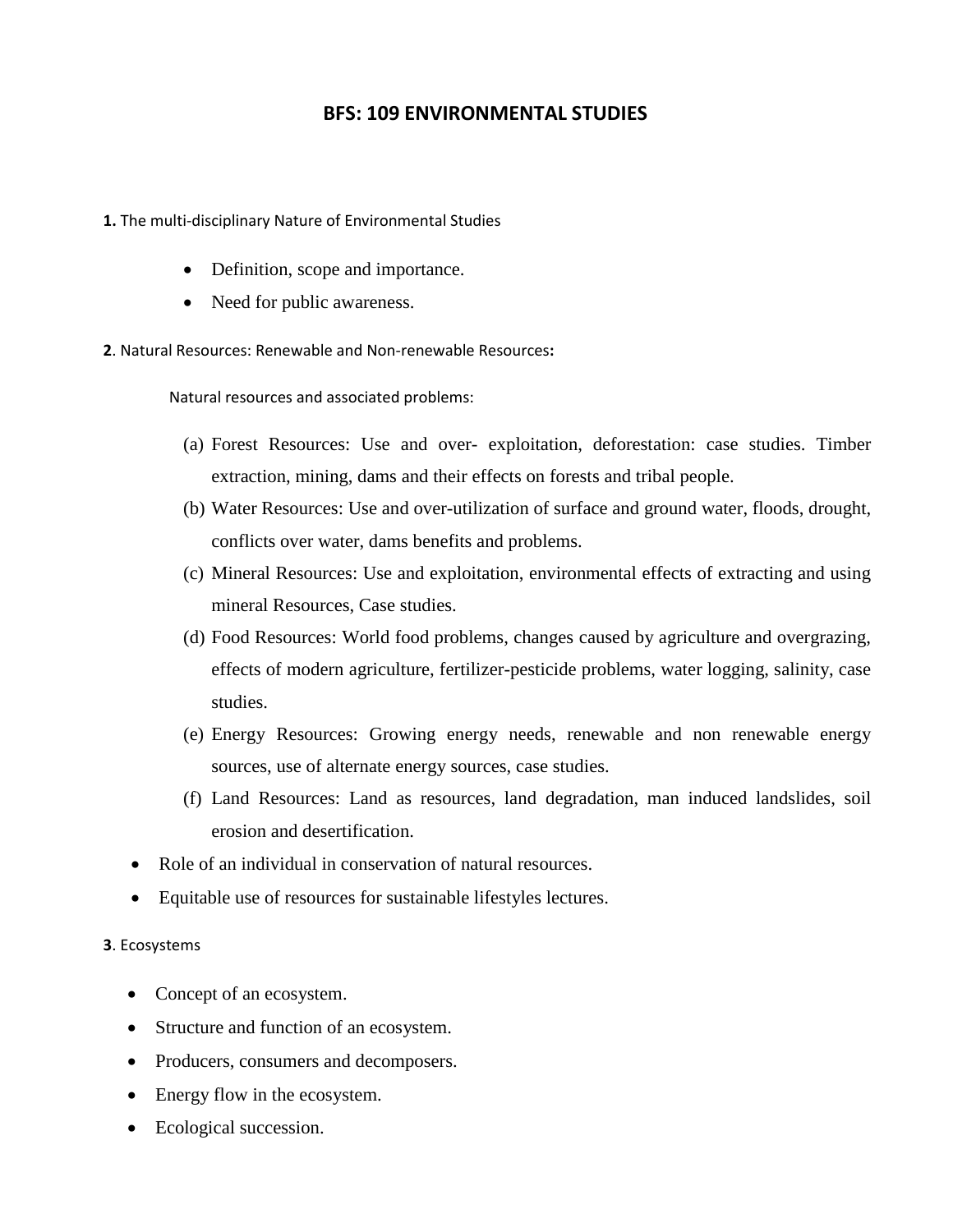# BFS: 109 ENVIRONMENTAL STUDIES

**1.** The multi-disciplinary Nature of Environmental Studies

- Definition, scope and importance.
- Need for public awareness.

**2**. Natural Resources: Renewable and Non-renewable Resources**:**

Natural resources and associated problems:

(a) Forest Resources: Use and over- exploitation, deforestation: case studies. Timber extraction, mining, dams and their effects on forests and tribal people.

(b) Water Resources: Use and over-utilization of surface and ground water, floods, drought, conflicts over water, dams benefits and problems.

(c) Mineral Resources: Use and exploitation, environmental effects of extracting and using mineral Resources, Case studies.

(d) Food Resources: World food problems, changes caused by agriculture and overgrazing, effects of modern agriculture, fertilizer-pesticide problems, water logging, salinity, case studies.

(e) Energy Resources: Growing energy needs, renewable and non renewable energy sources, use of alternate energy sources, case studies.

(f) Land Resources: Land as resources, land degradation, man induced landslides, soil erosion and desertification.

- Role of an individual in conservation of natural resources.
- Equitable use of resources for sustainable lifestyles lectures.

**3**. Ecosystems

- Concept of an ecosystem.
- Structure and function of an ecosystem.
- Producers, consumers and decomposers.
- Energy flow in the ecosystem.
- Ecological succession.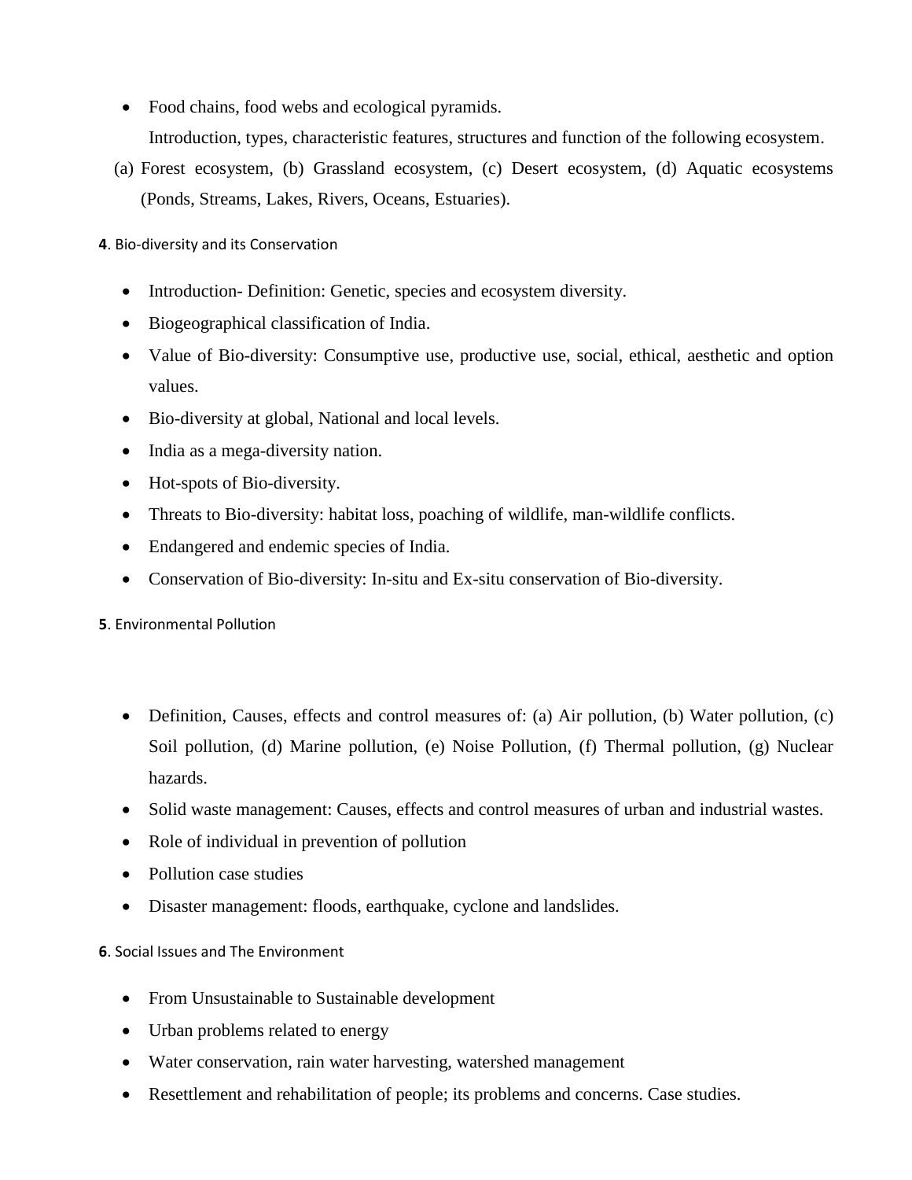- Food chains, food webs and ecological pyramids.

  Introduction, types, characteristic features, structures and function of the following ecosystem.

  (a) Forest ecosystem, (b) Grassland ecosystem, (c) Desert ecosystem, (d) Aquatic ecosystems (Ponds, Streams, Lakes, Rivers, Oceans, Estuaries).

**4**. Bio-diversity and its Conservation

- Introduction- Definition: Genetic, species and ecosystem diversity.
- Biogeographical classification of India.
- Value of Bio-diversity: Consumptive use, productive use, social, ethical, aesthetic and option values.
- Bio-diversity at global, National and local levels.
- India as a mega-diversity nation.
- Hot-spots of Bio-diversity.
- Threats to Bio-diversity: habitat loss, poaching of wildlife, man-wildlife conflicts.
- Endangered and endemic species of India.
- Conservation of Bio-diversity: In-situ and Ex-situ conservation of Bio-diversity.

**5**. Environmental Pollution

- Definition, Causes, effects and control measures of: (a) Air pollution, (b) Water pollution, (c) Soil pollution, (d) Marine pollution, (e) Noise Pollution, (f) Thermal pollution, (g) Nuclear hazards.
- Solid waste management: Causes, effects and control measures of urban and industrial wastes.
- Role of individual in prevention of pollution
- Pollution case studies
- Disaster management: floods, earthquake, cyclone and landslides.

**6**. Social Issues and The Environment

- From Unsustainable to Sustainable development
- Urban problems related to energy
- Water conservation, rain water harvesting, watershed management
- Resettlement and rehabilitation of people; its problems and concerns. Case studies.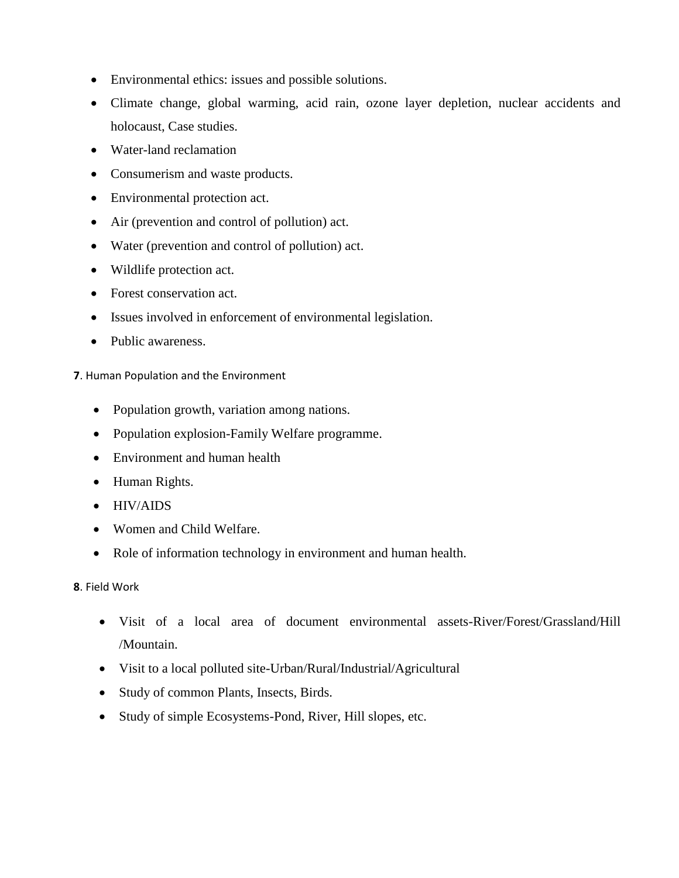- Environmental ethics: issues and possible solutions.
- Climate change, global warming, acid rain, ozone layer depletion, nuclear accidents and holocaust, Case studies.
- Water-land reclamation
- Consumerism and waste products.
- Environmental protection act.
- Air (prevention and control of pollution) act.
- Water (prevention and control of pollution) act.
- Wildlife protection act.
- Forest conservation act.
- Issues involved in enforcement of environmental legislation.
- Public awareness.

**7**. Human Population and the Environment

- Population growth, variation among nations.
- Population explosion-Family Welfare programme.
- Environment and human health
- Human Rights.
- HIV/AIDS
- Women and Child Welfare.
- Role of information technology in environment and human health.

**8**. Field Work

- Visit of a local area of document environmental assets-River/Forest/Grassland/Hill /Mountain.
- Visit to a local polluted site-Urban/Rural/Industrial/Agricultural
- Study of common Plants, Insects, Birds.
- Study of simple Ecosystems-Pond, River, Hill slopes, etc.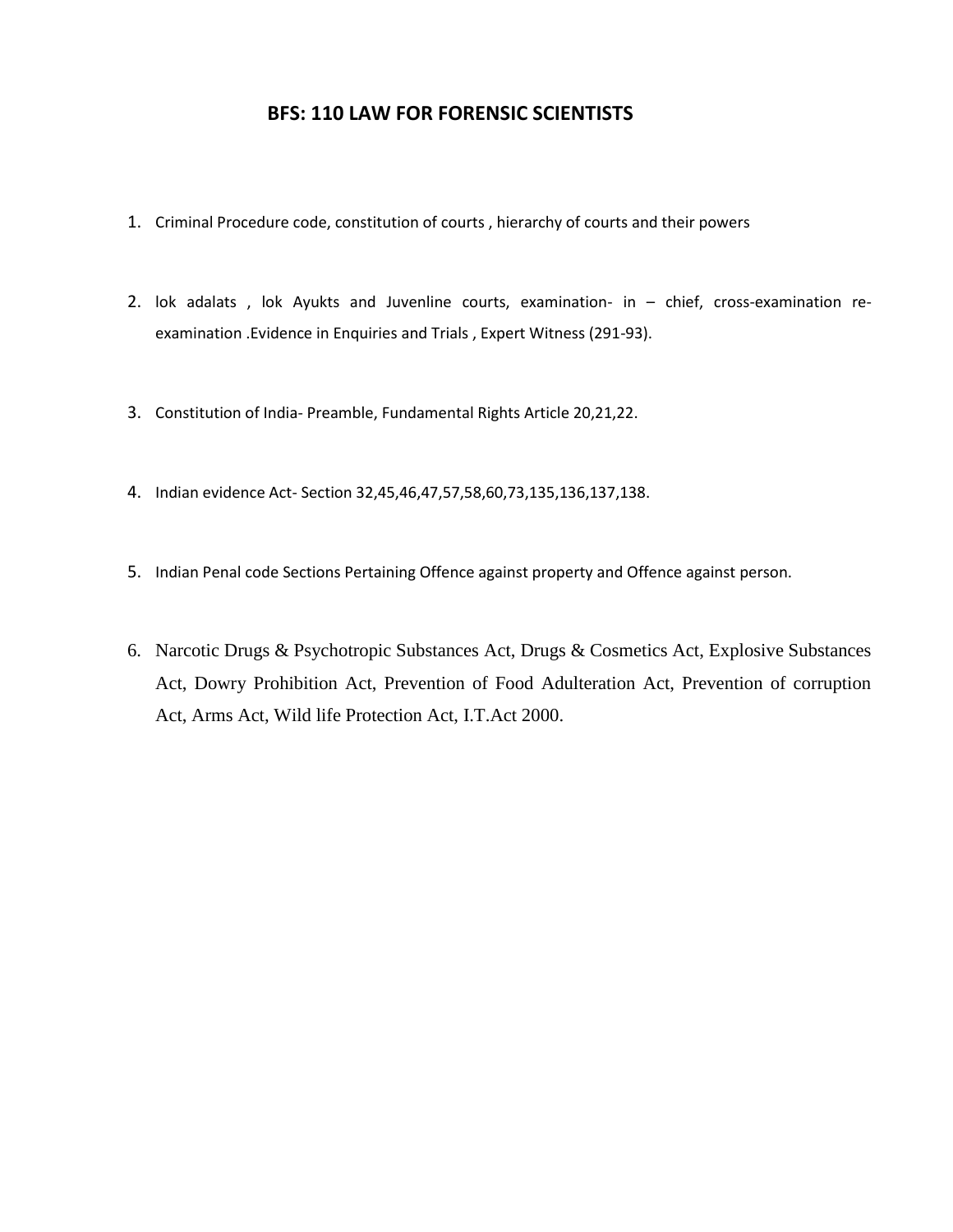## BFS: 110 LAW FOR FORENSIC SCIENTISTS

1. Criminal Procedure code, constitution of courts , hierarchy of courts and their powers

2. lok adalats , lok Ayukts and Juvenline courts, examination- in – chief, cross-examination re-examination .Evidence in Enquiries and Trials , Expert Witness (291-93).

3. Constitution of India- Preamble, Fundamental Rights Article 20,21,22.

4. Indian evidence Act- Section 32,45,46,47,57,58,60,73,135,136,137,138.

5. Indian Penal code Sections Pertaining Offence against property and Offence against person.

6. Narcotic Drugs & Psychotropic Substances Act, Drugs & Cosmetics Act, Explosive Substances Act, Dowry Prohibition Act, Prevention of Food Adulteration Act, Prevention of corruption Act, Arms Act, Wild life Protection Act, I.T.Act 2000.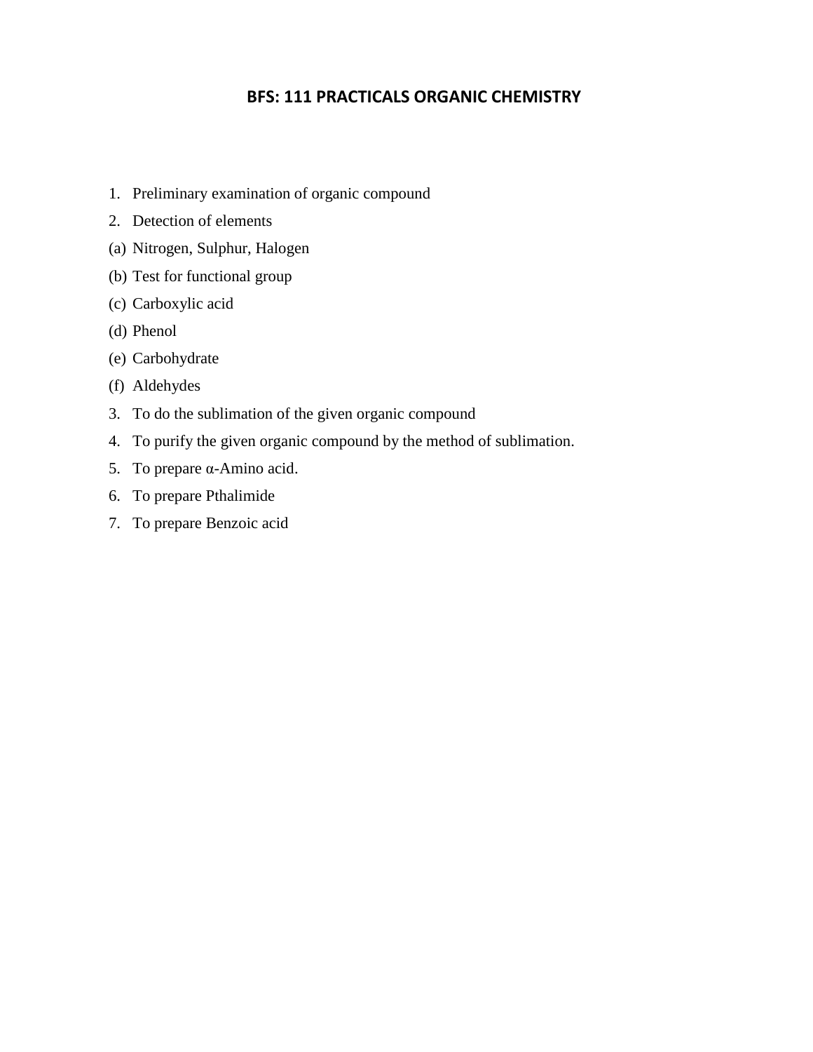# BFS: 111 PRACTICALS ORGANIC CHEMISTRY

1. Preliminary examination of organic compound
2. Detection of elements

(a) Nitrogen, Sulphur, Halogen

(b) Test for functional group

(c) Carboxylic acid

(d) Phenol

(e) Carbohydrate

(f) Aldehydes

3. To do the sublimation of the given organic compound
4. To purify the given organic compound by the method of sublimation.
5. To prepare α-Amino acid.
6. To prepare Pthalimide
7. To prepare Benzoic acid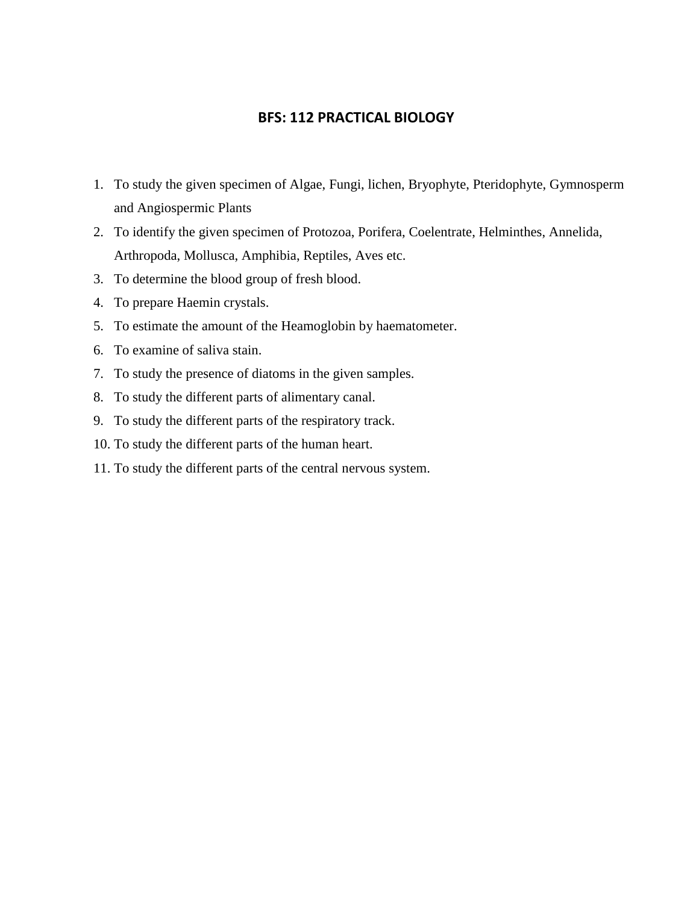## BFS: 112 PRACTICAL BIOLOGY

1. To study the given specimen of Algae, Fungi, lichen, Bryophyte, Pteridophyte, Gymnosperm and Angiospermic Plants
2. To identify the given specimen of Protozoa, Porifera, Coelentrate, Helminthes, Annelida, Arthropoda, Mollusca, Amphibia, Reptiles, Aves etc.
3. To determine the blood group of fresh blood.
4. To prepare Haemin crystals.
5. To estimate the amount of the Heamoglobin by haematometer.
6. To examine of saliva stain.
7. To study the presence of diatoms in the given samples.
8. To study the different parts of alimentary canal.
9. To study the different parts of the respiratory track.
10. To study the different parts of the human heart.
11. To study the different parts of the central nervous system.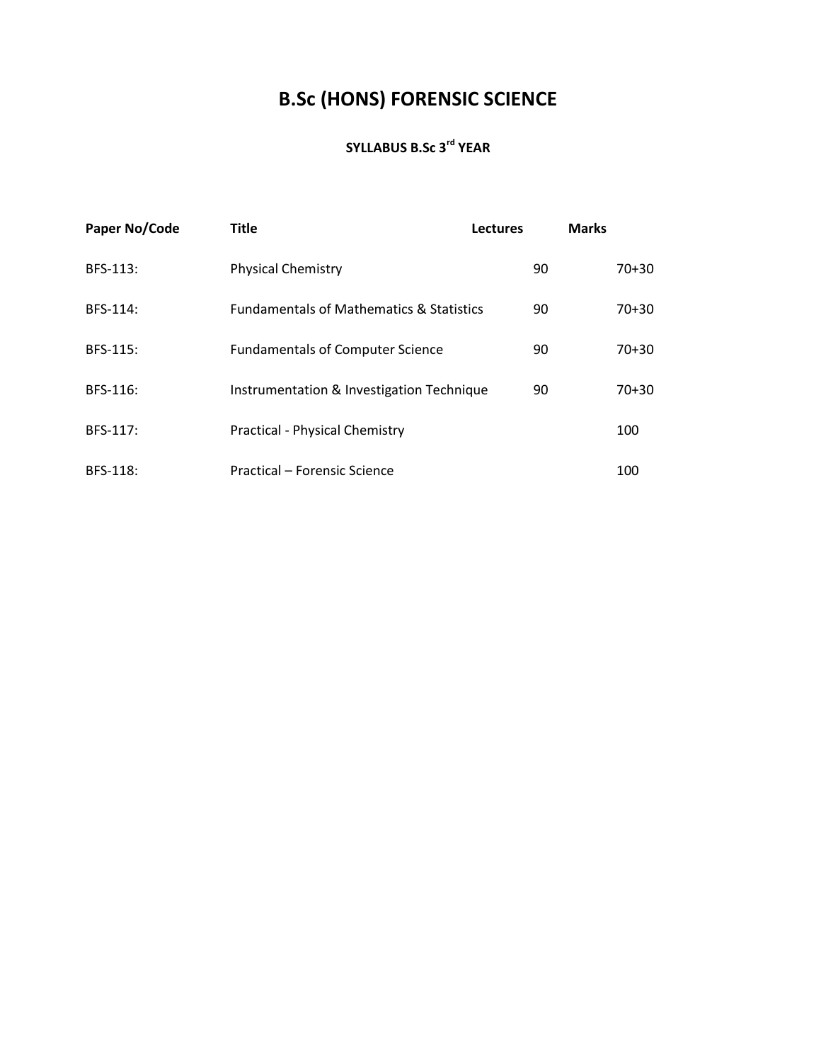# B.Sc (HONS) FORENSIC SCIENCE

## SYLLABUS B.Sc 3rd YEAR

| Paper No/Code | Title | Lectures | Marks |
|---|---|---|---|
| BFS-113: | Physical Chemistry | 90 | 70+30 |
| BFS-114: | Fundamentals of Mathematics & Statistics | 90 | 70+30 |
| BFS-115: | Fundamentals of Computer Science | 90 | 70+30 |
| BFS-116: | Instrumentation & Investigation Technique | 90 | 70+30 |
| BFS-117: | Practical - Physical Chemistry | | 100 |
| BFS-118: | Practical – Forensic Science | | 100 |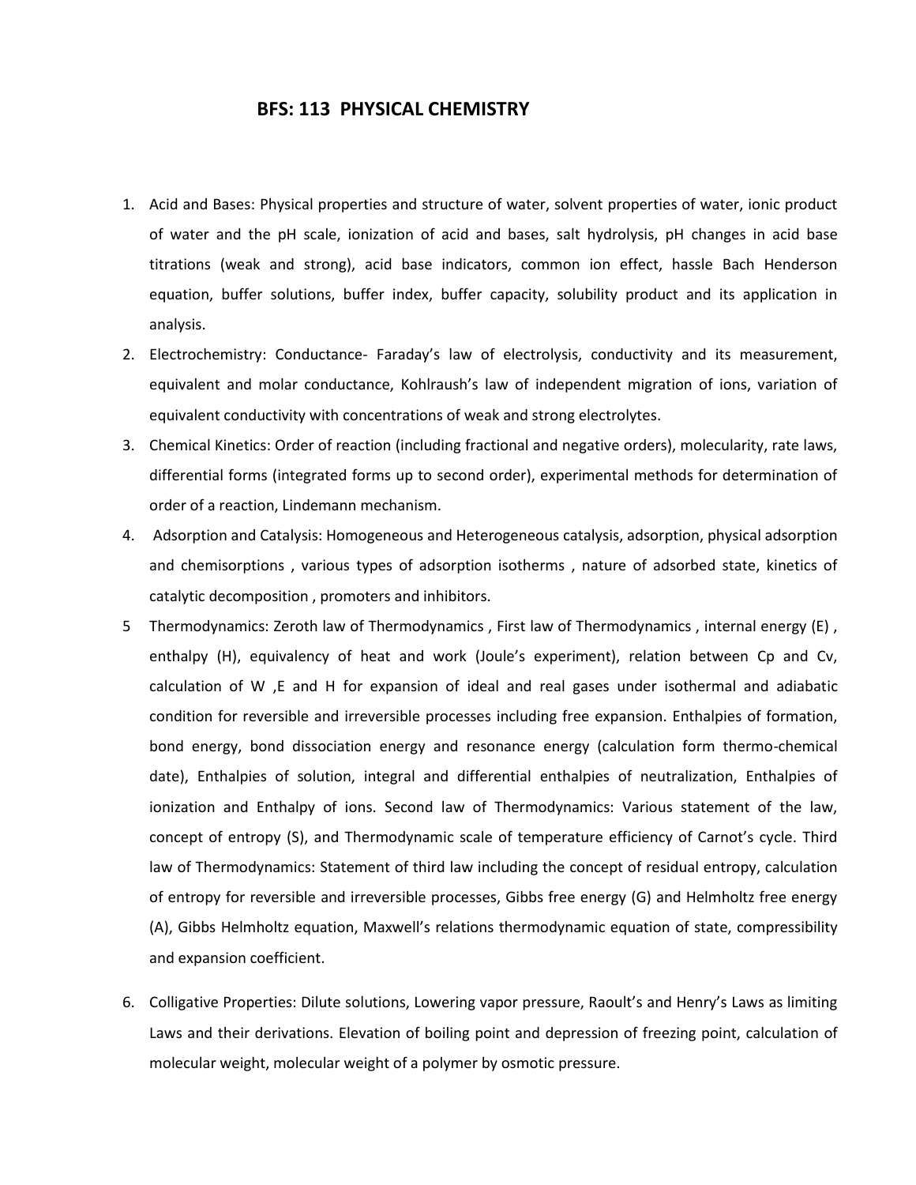# BFS: 113 PHYSICAL CHEMISTRY

1. Acid and Bases: Physical properties and structure of water, solvent properties of water, ionic product of water and the pH scale, ionization of acid and bases, salt hydrolysis, pH changes in acid base titrations (weak and strong), acid base indicators, common ion effect, hassle Bach Henderson equation, buffer solutions, buffer index, buffer capacity, solubility product and its application in analysis.
2. Electrochemistry: Conductance- Faraday's law of electrolysis, conductivity and its measurement, equivalent and molar conductance, Kohlraush's law of independent migration of ions, variation of equivalent conductivity with concentrations of weak and strong electrolytes.
3. Chemical Kinetics: Order of reaction (including fractional and negative orders), molecularity, rate laws, differential forms (integrated forms up to second order), experimental methods for determination of order of a reaction, Lindemann mechanism.
4. Adsorption and Catalysis: Homogeneous and Heterogeneous catalysis, adsorption, physical adsorption and chemisorptions , various types of adsorption isotherms , nature of adsorbed state, kinetics of catalytic decomposition , promoters and inhibitors.
5. Thermodynamics: Zeroth law of Thermodynamics , First law of Thermodynamics , internal energy (E) , enthalpy (H), equivalency of heat and work (Joule's experiment), relation between Cp and Cv, calculation of W ,E and H for expansion of ideal and real gases under isothermal and adiabatic condition for reversible and irreversible processes including free expansion. Enthalpies of formation, bond energy, bond dissociation energy and resonance energy (calculation form thermo-chemical date), Enthalpies of solution, integral and differential enthalpies of neutralization, Enthalpies of ionization and Enthalpy of ions. Second law of Thermodynamics: Various statement of the law, concept of entropy (S), and Thermodynamic scale of temperature efficiency of Carnot's cycle. Third law of Thermodynamics: Statement of third law including the concept of residual entropy, calculation of entropy for reversible and irreversible processes, Gibbs free energy (G) and Helmholtz free energy (A), Gibbs Helmholtz equation, Maxwell's relations thermodynamic equation of state, compressibility and expansion coefficient.
6. Colligative Properties: Dilute solutions, Lowering vapor pressure, Raoult's and Henry's Laws as limiting Laws and their derivations. Elevation of boiling point and depression of freezing point, calculation of molecular weight, molecular weight of a polymer by osmotic pressure.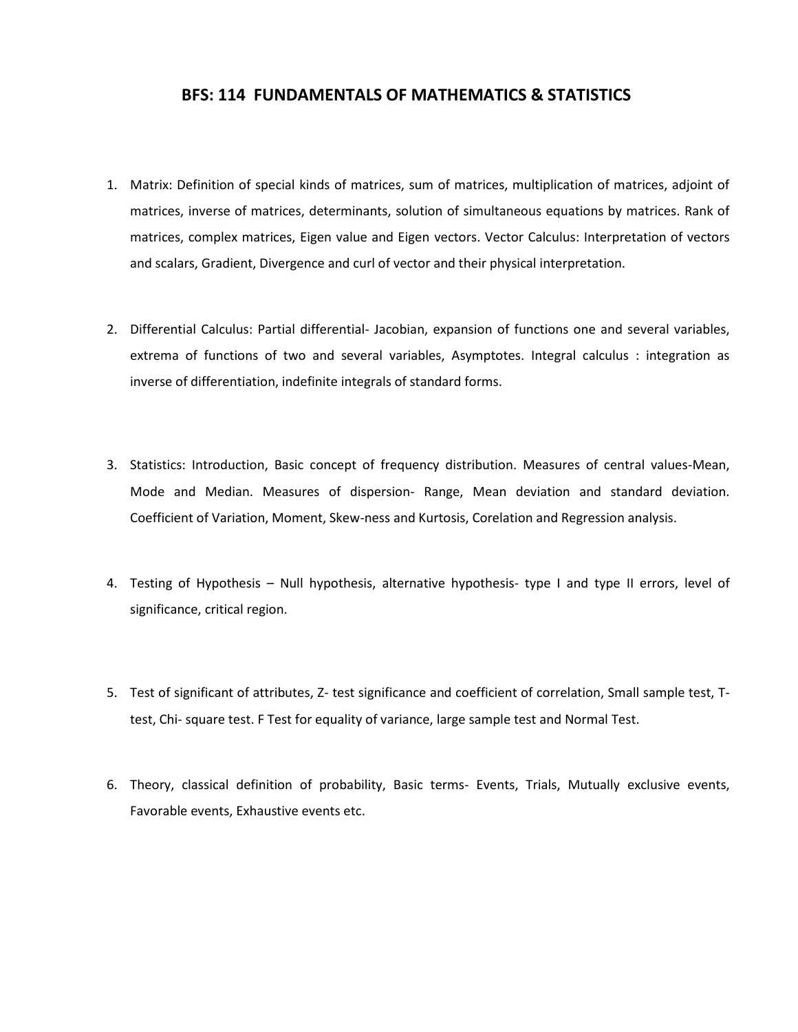# BFS: 114 FUNDAMENTALS OF MATHEMATICS & STATISTICS

1. Matrix: Definition of special kinds of matrices, sum of matrices, multiplication of matrices, adjoint of matrices, inverse of matrices, determinants, solution of simultaneous equations by matrices. Rank of matrices, complex matrices, Eigen value and Eigen vectors. Vector Calculus: Interpretation of vectors and scalars, Gradient, Divergence and curl of vector and their physical interpretation.

2. Differential Calculus: Partial differential- Jacobian, expansion of functions one and several variables, extrema of functions of two and several variables, Asymptotes. Integral calculus : integration as inverse of differentiation, indefinite integrals of standard forms.

3. Statistics: Introduction, Basic concept of frequency distribution. Measures of central values-Mean, Mode and Median. Measures of dispersion- Range, Mean deviation and standard deviation. Coefficient of Variation, Moment, Skew-ness and Kurtosis, Corelation and Regression analysis.

4. Testing of Hypothesis – Null hypothesis, alternative hypothesis- type I and type II errors, level of significance, critical region.

5. Test of significant of attributes, Z- test significance and coefficient of correlation, Small sample test, T-test, Chi- square test. F Test for equality of variance, large sample test and Normal Test.

6. Theory, classical definition of probability, Basic terms- Events, Trials, Mutually exclusive events, Favorable events, Exhaustive events etc.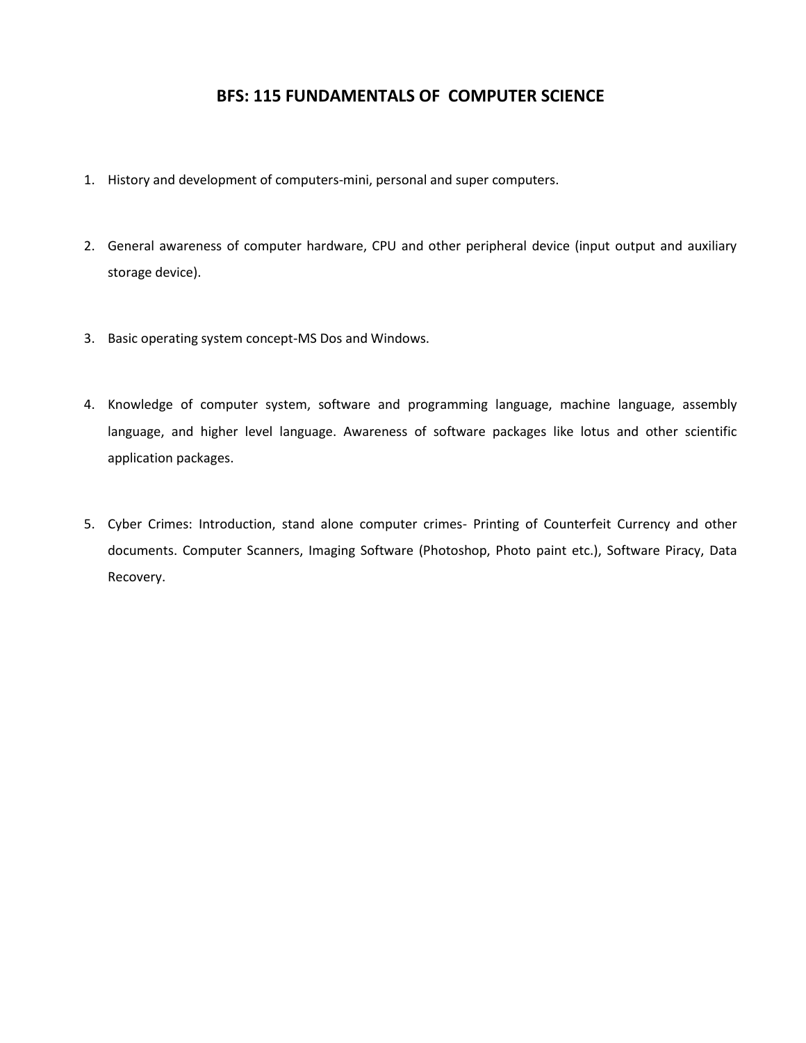# BFS: 115 FUNDAMENTALS OF COMPUTER SCIENCE

1. History and development of computers-mini, personal and super computers.

2. General awareness of computer hardware, CPU and other peripheral device (input output and auxiliary storage device).

3. Basic operating system concept-MS Dos and Windows.

4. Knowledge of computer system, software and programming language, machine language, assembly language, and higher level language. Awareness of software packages like lotus and other scientific application packages.

5. Cyber Crimes: Introduction, stand alone computer crimes- Printing of Counterfeit Currency and other documents. Computer Scanners, Imaging Software (Photoshop, Photo paint etc.), Software Piracy, Data Recovery.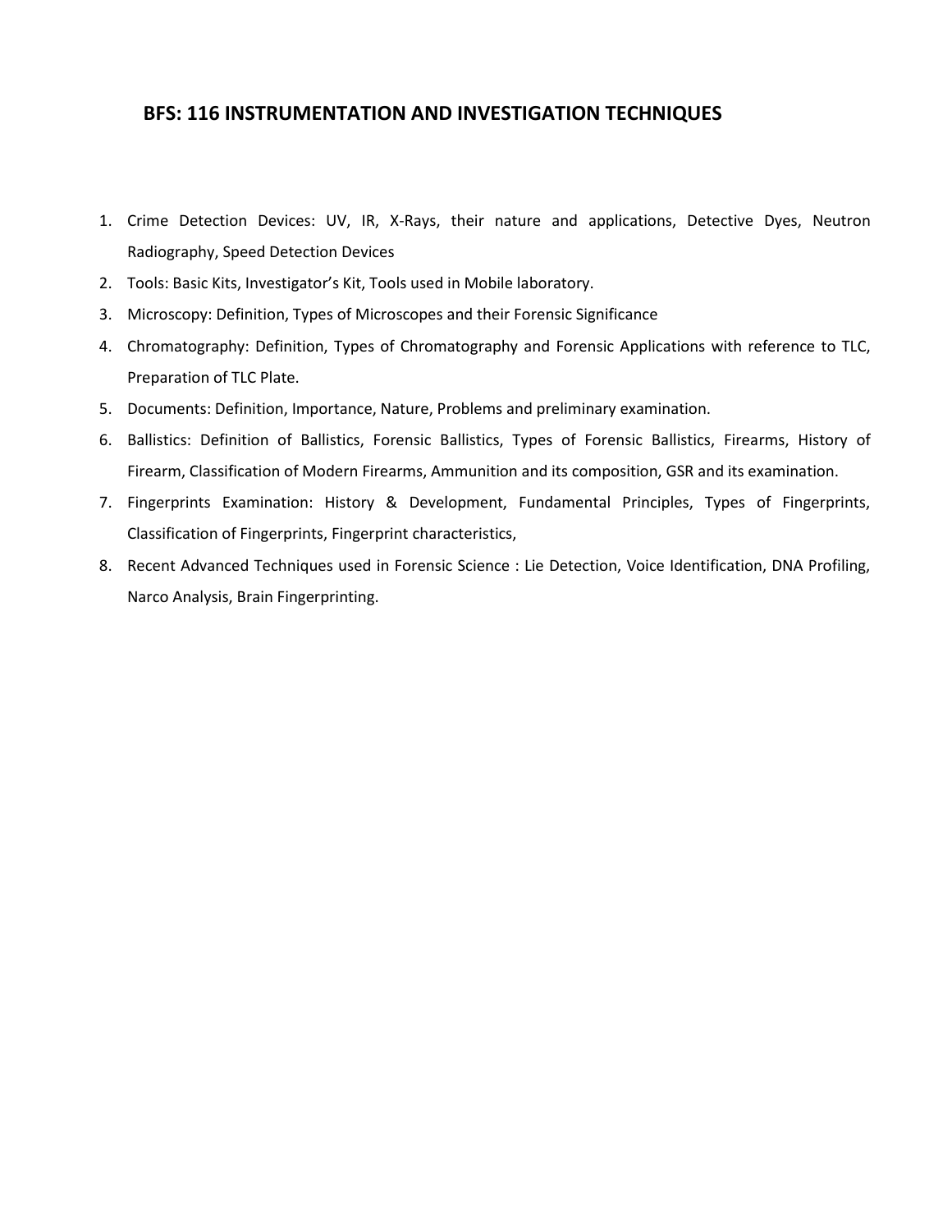## BFS: 116 INSTRUMENTATION AND INVESTIGATION TECHNIQUES

1. Crime Detection Devices: UV, IR, X-Rays, their nature and applications, Detective Dyes, Neutron Radiography, Speed Detection Devices
2. Tools: Basic Kits, Investigator's Kit, Tools used in Mobile laboratory.
3. Microscopy: Definition, Types of Microscopes and their Forensic Significance
4. Chromatography: Definition, Types of Chromatography and Forensic Applications with reference to TLC, Preparation of TLC Plate.
5. Documents: Definition, Importance, Nature, Problems and preliminary examination.
6. Ballistics: Definition of Ballistics, Forensic Ballistics, Types of Forensic Ballistics, Firearms, History of Firearm, Classification of Modern Firearms, Ammunition and its composition, GSR and its examination.
7. Fingerprints Examination: History & Development, Fundamental Principles, Types of Fingerprints, Classification of Fingerprints, Fingerprint characteristics,
8. Recent Advanced Techniques used in Forensic Science : Lie Detection, Voice Identification, DNA Profiling, Narco Analysis, Brain Fingerprinting.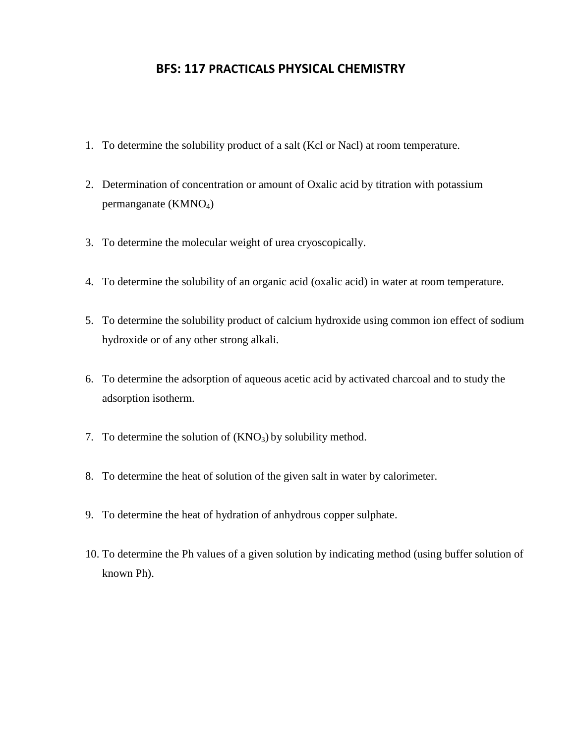# BFS: 117 PRACTICALS PHYSICAL CHEMISTRY

1. To determine the solubility product of a salt (Kcl or Nacl) at room temperature.
2. Determination of concentration or amount of Oxalic acid by titration with potassium permanganate ($KMNO_4$)
3. To determine the molecular weight of urea cryoscopically.
4. To determine the solubility of an organic acid (oxalic acid) in water at room temperature.
5. To determine the solubility product of calcium hydroxide using common ion effect of sodium hydroxide or of any other strong alkali.
6. To determine the adsorption of aqueous acetic acid by activated charcoal and to study the adsorption isotherm.
7. To determine the solution of ($KNO_3$) by solubility method.
8. To determine the heat of solution of the given salt in water by calorimeter.
9. To determine the heat of hydration of anhydrous copper sulphate.
10. To determine the Ph values of a given solution by indicating method (using buffer solution of known Ph).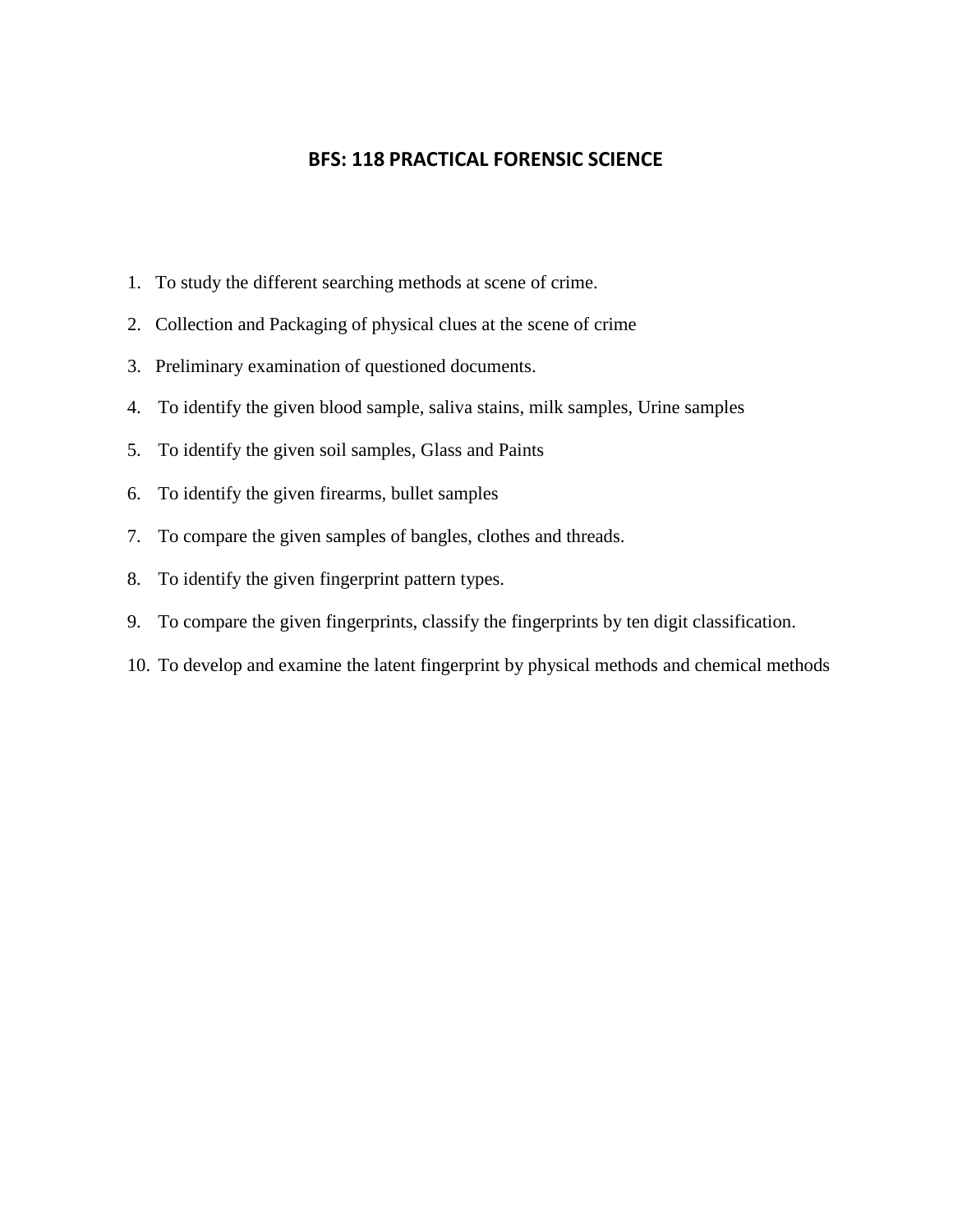# BFS: 118 PRACTICAL FORENSIC SCIENCE

1. To study the different searching methods at scene of crime.
2. Collection and Packaging of physical clues at the scene of crime
3. Preliminary examination of questioned documents.
4. To identify the given blood sample, saliva stains, milk samples, Urine samples
5. To identify the given soil samples, Glass and Paints
6. To identify the given firearms, bullet samples
7. To compare the given samples of bangles, clothes and threads.
8. To identify the given fingerprint pattern types.
9. To compare the given fingerprints, classify the fingerprints by ten digit classification.
10. To develop and examine the latent fingerprint by physical methods and chemical methods